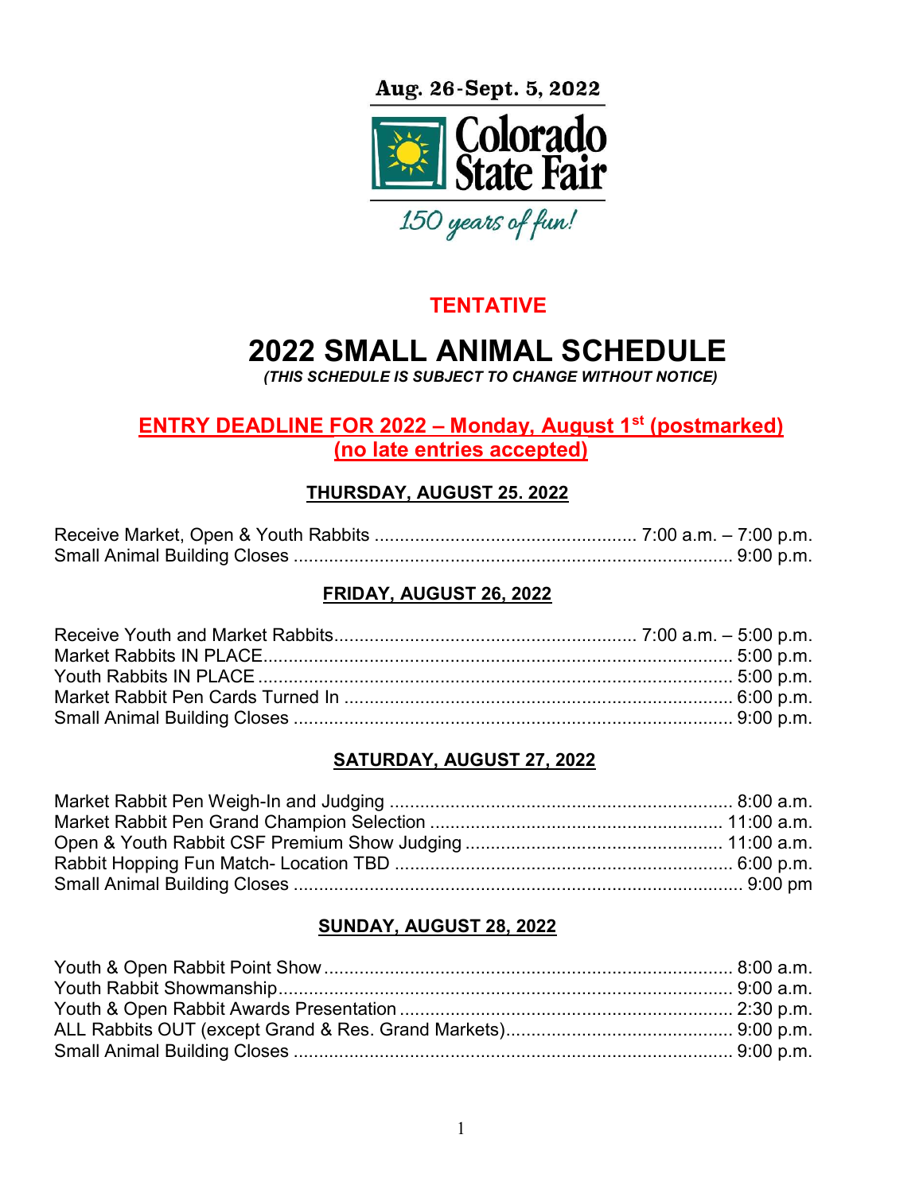Aug. 26-Sept. 5, 2022

Colorado State Fair

150 years of fun!

**TENTATIVE**

# 2022 SMALL ANIMAL SCHEDULE

***(THIS SCHEDULE IS SUBJECT TO CHANGE WITHOUT NOTICE)***

**ENTRY DEADLINE FOR 2022 – Monday, August 1st (postmarked)**
**(no late entries accepted)**

## THURSDAY, AUGUST 25. 2022

Receive Market, Open & Youth Rabbits .................................................... 7:00 a.m. – 7:00 p.m.
Small Animal Building Closes ....................................................................................... 9:00 p.m.

## FRIDAY, AUGUST 26, 2022

Receive Youth and Market Rabbits........................................................... 7:00 a.m. – 5:00 p.m.
Market Rabbits IN PLACE............................................................................................ 5:00 p.m.
Youth Rabbits IN PLACE ............................................................................................. 5:00 p.m.
Market Rabbit Pen Cards Turned In ............................................................................ 6:00 p.m.
Small Animal Building Closes ...................................................................................... 9:00 p.m.

## SATURDAY, AUGUST 27, 2022

Market Rabbit Pen Weigh-In and Judging ................................................................... 8:00 a.m.
Market Rabbit Pen Grand Champion Selection ......................................................... 11:00 a.m.
Open & Youth Rabbit CSF Premium Show Judging .................................................. 11:00 a.m.
Rabbit Hopping Fun Match- Location TBD .................................................................. 6:00 p.m.
Small Animal Building Closes ........................................................................................ 9:00 pm

## SUNDAY, AUGUST 28, 2022

Youth & Open Rabbit Point Show ................................................................................ 8:00 a.m.
Youth Rabbit Showmanship......................................................................................... 9:00 a.m.
Youth & Open Rabbit Awards Presentation .................................................................. 2:30 p.m.
ALL Rabbits OUT (except Grand & Res. Grand Markets)............................................. 9:00 p.m.
Small Animal Building Closes ...................................................................................... 9:00 p.m.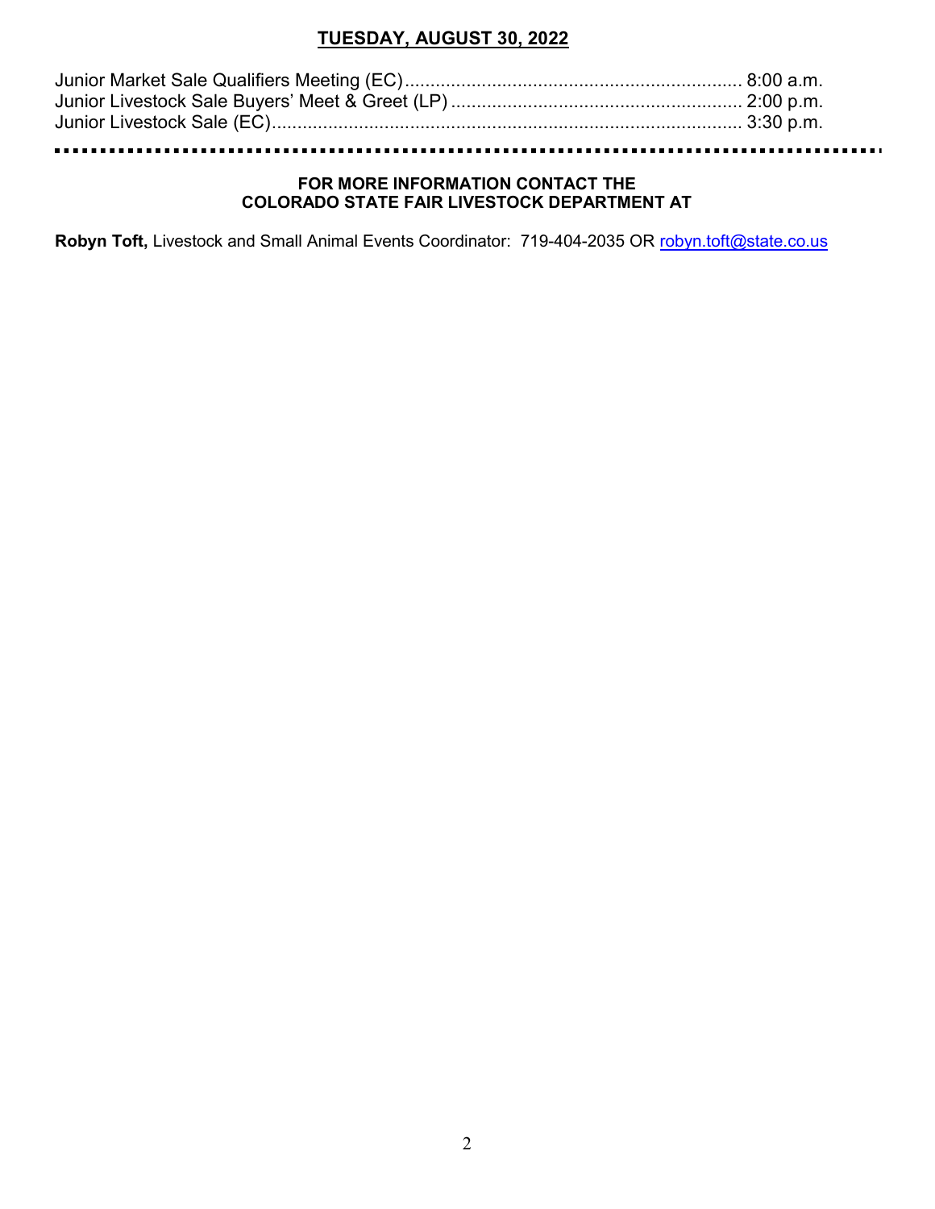## TUESDAY, AUGUST 30, 2022

Junior Market Sale Qualifiers Meeting (EC) ........ 8:00 a.m.
Junior Livestock Sale Buyers' Meet & Greet (LP) ........ 2:00 p.m.
Junior Livestock Sale (EC) ........ 3:30 p.m.

---

**FOR MORE INFORMATION CONTACT THE
COLORADO STATE FAIR LIVESTOCK DEPARTMENT AT**

**Robyn Toft,** Livestock and Small Animal Events Coordinator: 719-404-2035 OR robyn.toft@state.co.us